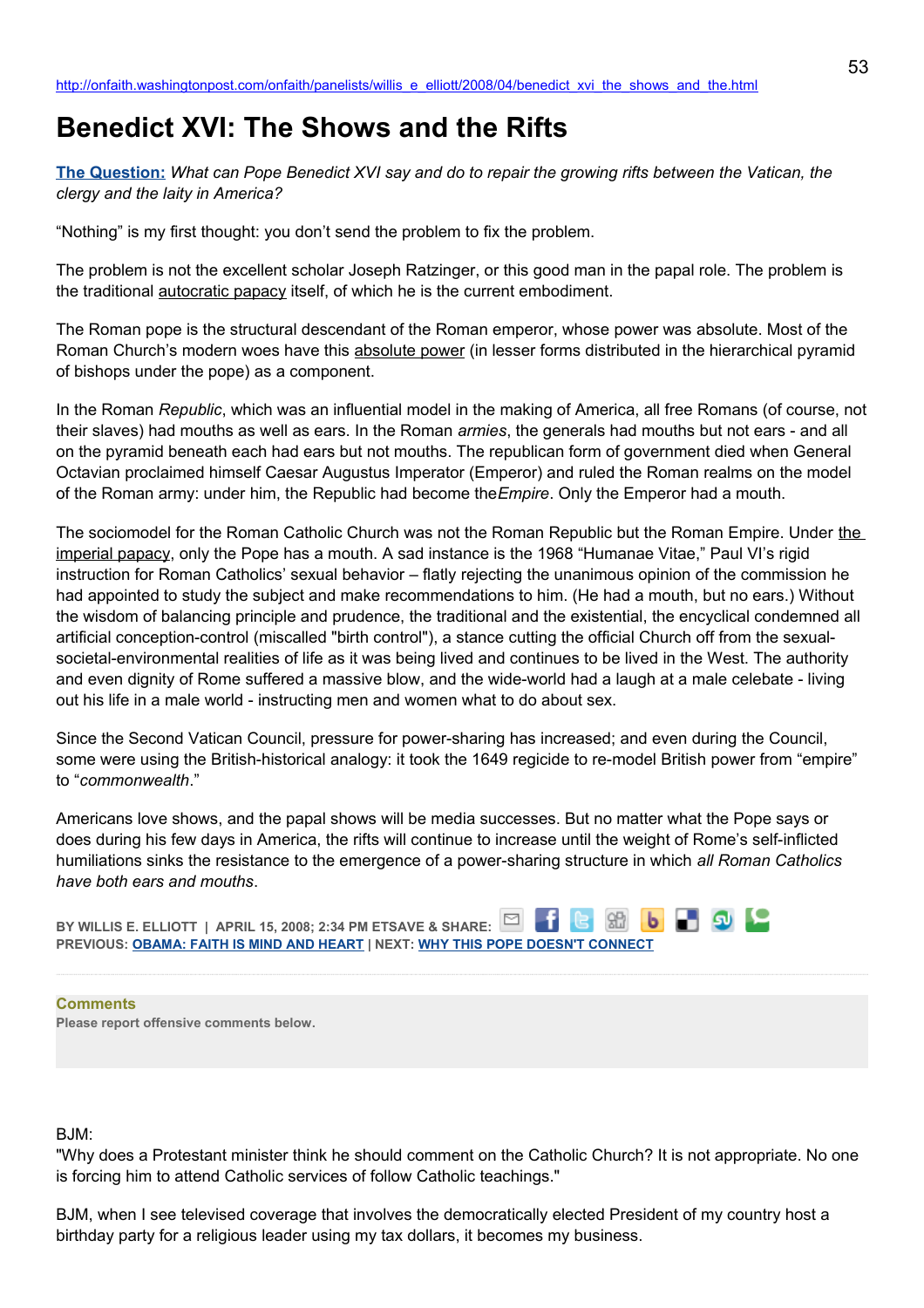http://onfaith.washingtonpost.com/onfaith/panelists/willis_e_elliott/2008/04/benedict_xvi_the_shows_and_the.html

# Benedict XVI: The Shows and the Rifts

**The Question:** *What can Pope Benedict XVI say and do to repair the growing rifts between the Vatican, the clergy and the laity in America?*

"Nothing" is my first thought: you don't send the problem to fix the problem.

The problem is not the excellent scholar Joseph Ratzinger, or this good man in the papal role. The problem is the traditional autocratic papacy itself, of which he is the current embodiment.

The Roman pope is the structural descendant of the Roman emperor, whose power was absolute. Most of the Roman Church's modern woes have this absolute power (in lesser forms distributed in the hierarchical pyramid of bishops under the pope) as a component.

In the Roman *Republic*, which was an influential model in the making of America, all free Romans (of course, not their slaves) had mouths as well as ears. In the Roman *armies*, the generals had mouths but not ears - and all on the pyramid beneath each had ears but not mouths. The republican form of government died when General Octavian proclaimed himself Caesar Augustus Imperator (Emperor) and ruled the Roman realms on the model of the Roman army: under him, the Republic had become the *Empire*. Only the Emperor had a mouth.

The sociomodel for the Roman Catholic Church was not the Roman Republic but the Roman Empire. Under the imperial papacy, only the Pope has a mouth. A sad instance is the 1968 "Humanae Vitae," Paul VI's rigid instruction for Roman Catholics' sexual behavior – flatly rejecting the unanimous opinion of the commission he had appointed to study the subject and make recommendations to him. (He had a mouth, but no ears.) Without the wisdom of balancing principle and prudence, the traditional and the existential, the encyclical condemned all artificial conception-control (miscalled "birth control"), a stance cutting the official Church off from the sexual-societal-environmental realities of life as it was being lived and continues to be lived in the West. The authority and even dignity of Rome suffered a massive blow, and the wide-world had a laugh at a male celebate - living out his life in a male world - instructing men and women what to do about sex.

Since the Second Vatican Council, pressure for power-sharing has increased; and even during the Council, some were using the British-historical analogy: it took the 1649 regicide to re-model British power from "empire" to "*commonwealth*."

Americans love shows, and the papal shows will be media successes. But no matter what the Pope says or does during his few days in America, the rifts will continue to increase until the weight of Rome's self-inflicted humiliations sinks the resistance to the emergence of a power-sharing structure in which *all Roman Catholics have both ears and mouths*.

**BY WILLIS E. ELLIOTT | APRIL 15, 2008; 2:34 PM ET SAVE & SHARE:**
**PREVIOUS: OBAMA: FAITH IS MIND AND HEART | NEXT: WHY THIS POPE DOESN'T CONNECT**

**Comments**
**Please report offensive comments below.**

BJM:
"Why does a Protestant minister think he should comment on the Catholic Church? It is not appropriate. No one is forcing him to attend Catholic services of follow Catholic teachings."

BJM, when I see televised coverage that involves the democratically elected President of my country host a birthday party for a religious leader using my tax dollars, it becomes my business.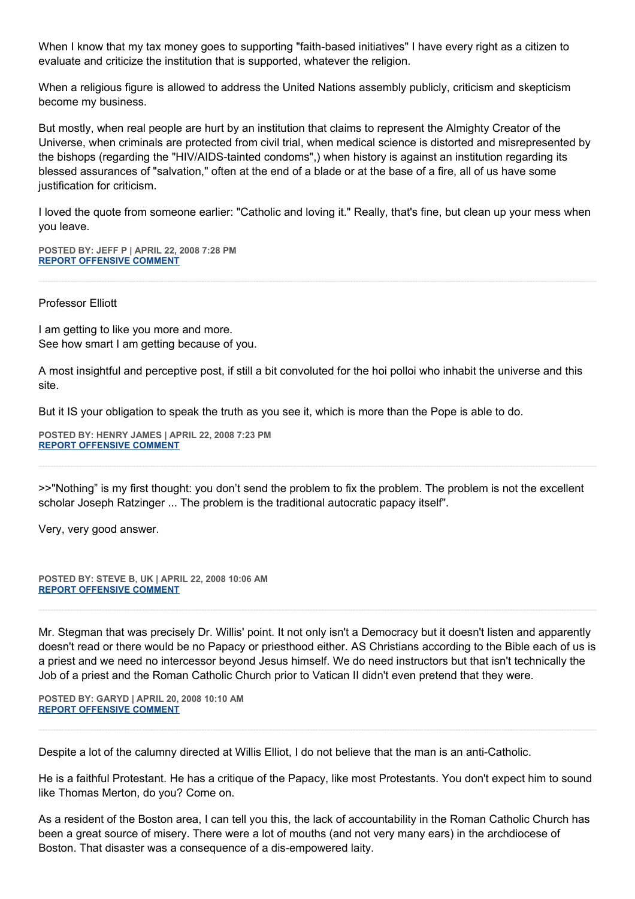When I know that my tax money goes to supporting "faith-based initiatives" I have every right as a citizen to evaluate and criticize the institution that is supported, whatever the religion.

When a religious figure is allowed to address the United Nations assembly publicly, criticism and skepticism become my business.

But mostly, when real people are hurt by an institution that claims to represent the Almighty Creator of the Universe, when criminals are protected from civil trial, when medical science is distorted and misrepresented by the bishops (regarding the "HIV/AIDS-tainted condoms",) when history is against an institution regarding its blessed assurances of "salvation," often at the end of a blade or at the base of a fire, all of us have some justification for criticism.

I loved the quote from someone earlier: "Catholic and loving it." Really, that's fine, but clean up your mess when you leave.

**POSTED BY: JEFF P | APRIL 22, 2008 7:28 PM**
**REPORT OFFENSIVE COMMENT**

---

Professor Elliott

I am getting to like you more and more.
See how smart I am getting because of you.

A most insightful and perceptive post, if still a bit convoluted for the hoi polloi who inhabit the universe and this site.

But it IS your obligation to speak the truth as you see it, which is more than the Pope is able to do.

**POSTED BY: HENRY JAMES | APRIL 22, 2008 7:23 PM**
**REPORT OFFENSIVE COMMENT**

---

>>"Nothing" is my first thought: you don't send the problem to fix the problem. The problem is not the excellent scholar Joseph Ratzinger ... The problem is the traditional autocratic papacy itself".

Very, very good answer.

**POSTED BY: STEVE B, UK | APRIL 22, 2008 10:06 AM**
**REPORT OFFENSIVE COMMENT**

---

Mr. Stegman that was precisely Dr. Willis' point. It not only isn't a Democracy but it doesn't listen and apparently doesn't read or there would be no Papacy or priesthood either. AS Christians according to the Bible each of us is a priest and we need no intercessor beyond Jesus himself. We do need instructors but that isn't technically the Job of a priest and the Roman Catholic Church prior to Vatican II didn't even pretend that they were.

**POSTED BY: GARYD | APRIL 20, 2008 10:10 AM**
**REPORT OFFENSIVE COMMENT**

---

Despite a lot of the calumny directed at Willis Elliot, I do not believe that the man is an anti-Catholic.

He is a faithful Protestant. He has a critique of the Papacy, like most Protestants. You don't expect him to sound like Thomas Merton, do you? Come on.

As a resident of the Boston area, I can tell you this, the lack of accountability in the Roman Catholic Church has been a great source of misery. There were a lot of mouths (and not very many ears) in the archdiocese of Boston. That disaster was a consequence of a dis-empowered laity.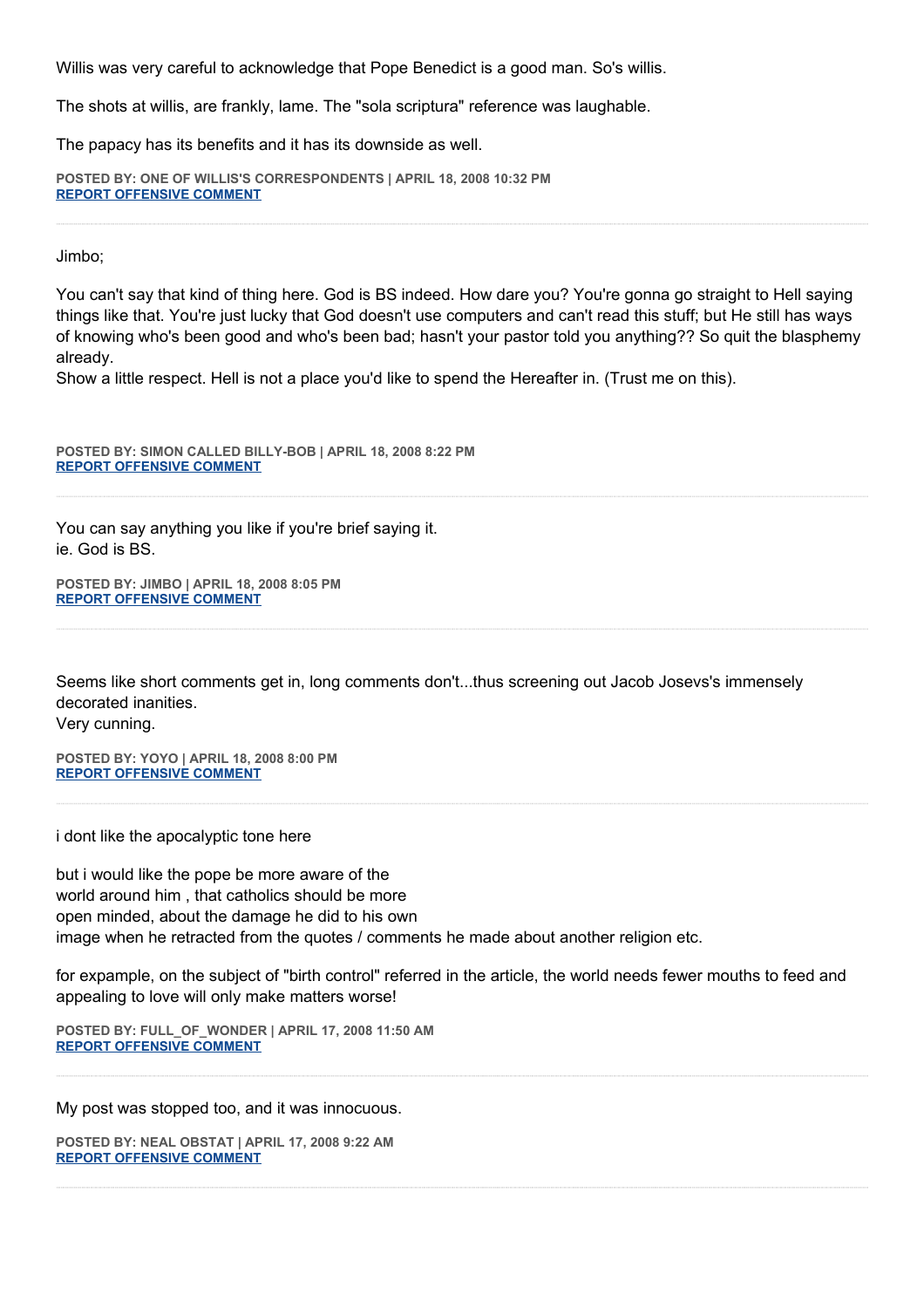Willis was very careful to acknowledge that Pope Benedict is a good man. So's willis.

The shots at willis, are frankly, lame. The "sola scriptura" reference was laughable.

The papacy has its benefits and it has its downside as well.

**POSTED BY: ONE OF WILLIS'S CORRESPONDENTS | APRIL 18, 2008 10:32 PM**
**REPORT OFFENSIVE COMMENT**

---

Jimbo;

You can't say that kind of thing here. God is BS indeed. How dare you? You're gonna go straight to Hell saying things like that. You're just lucky that God doesn't use computers and can't read this stuff; but He still has ways of knowing who's been good and who's been bad; hasn't your pastor told you anything?? So quit the blasphemy already.
Show a little respect. Hell is not a place you'd like to spend the Hereafter in. (Trust me on this).

**POSTED BY: SIMON CALLED BILLY-BOB | APRIL 18, 2008 8:22 PM**
**REPORT OFFENSIVE COMMENT**

---

You can say anything you like if you're brief saying it.
ie. God is BS.

**POSTED BY: JIMBO | APRIL 18, 2008 8:05 PM**
**REPORT OFFENSIVE COMMENT**

---

Seems like short comments get in, long comments don't...thus screening out Jacob Josevs's immensely decorated inanities.
Very cunning.

**POSTED BY: YOYO | APRIL 18, 2008 8:00 PM**
**REPORT OFFENSIVE COMMENT**

---

i dont like the apocalyptic tone here

but i would like the pope be more aware of the
world around him , that catholics should be more
open minded, about the damage he did to his own
image when he retracted from the quotes / comments he made about another religion etc.

for expample, on the subject of "birth control" referred in the article, the world needs fewer mouths to feed and appealing to love will only make matters worse!

**POSTED BY: FULL_OF_WONDER | APRIL 17, 2008 11:50 AM**
**REPORT OFFENSIVE COMMENT**

---

My post was stopped too, and it was innocuous.

**POSTED BY: NEAL OBSTAT | APRIL 17, 2008 9:22 AM**
**REPORT OFFENSIVE COMMENT**

---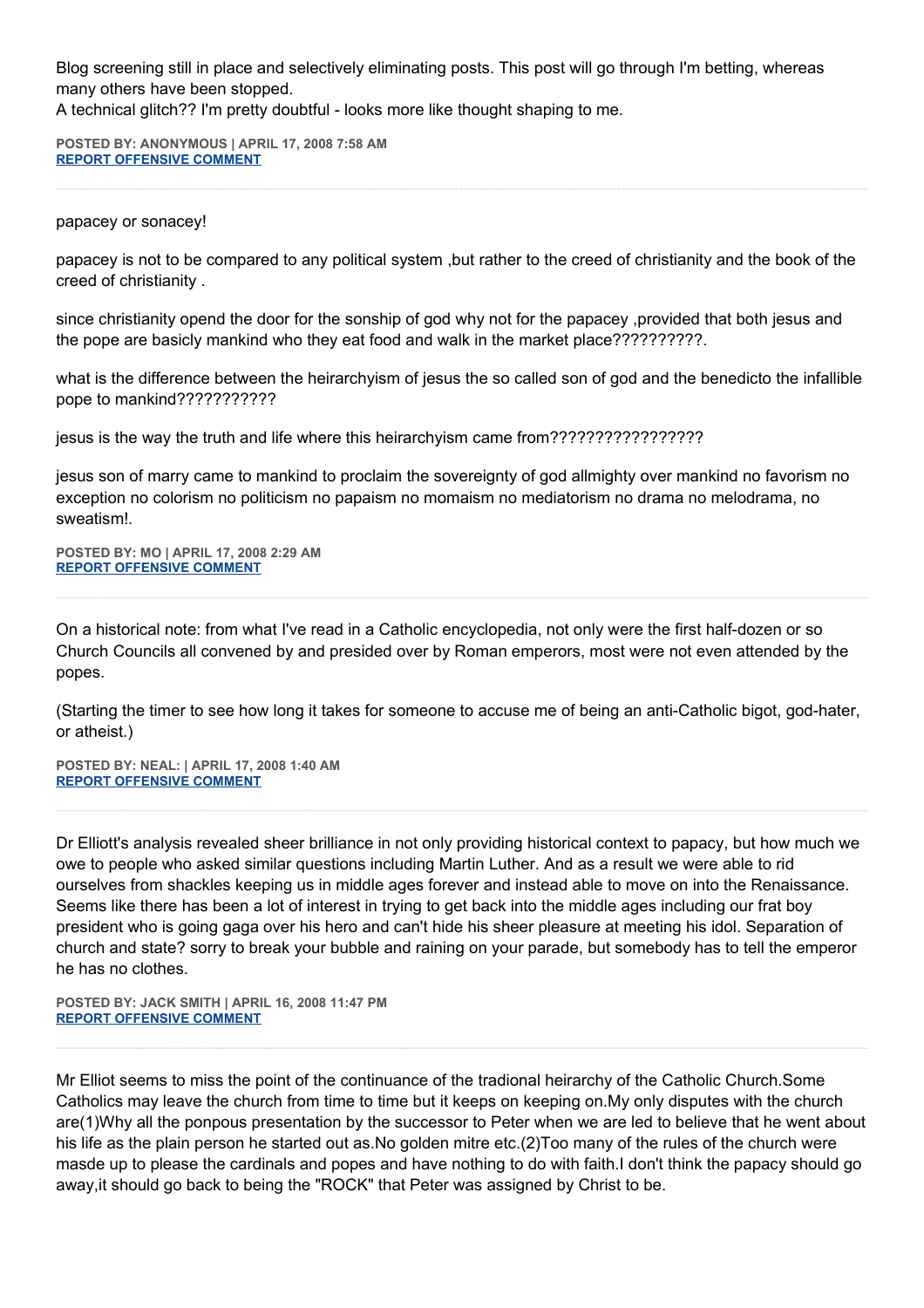Blog screening still in place and selectively eliminating posts. This post will go through I'm betting, whereas many others have been stopped.
A technical glitch?? I'm pretty doubtful - looks more like thought shaping to me.

**POSTED BY: ANONYMOUS | APRIL 17, 2008 7:58 AM**
**REPORT OFFENSIVE COMMENT**

---

papacey or sonacey!

papacey is not to be compared to any political system ,but rather to the creed of christianity and the book of the creed of christianity .

since christianity opend the door for the sonship of god why not for the papacey ,provided that both jesus and the pope are basicly mankind who they eat food and walk in the market place??????????.

what is the difference between the heirarchyism of jesus the so called son of god and the benedicto the infallible pope to mankind???????????

jesus is the way the truth and life where this heirarchyism came from?????????????????

jesus son of marry came to mankind to proclaim the sovereignty of god allmighty over mankind no favorism no exception no colorism no politicism no papaism no momaism no mediatorism no drama no melodrama, no sweatism!.

**POSTED BY: MO | APRIL 17, 2008 2:29 AM**
**REPORT OFFENSIVE COMMENT**

---

On a historical note: from what I've read in a Catholic encyclopedia, not only were the first half-dozen or so Church Councils all convened by and presided over by Roman emperors, most were not even attended by the popes.

(Starting the timer to see how long it takes for someone to accuse me of being an anti-Catholic bigot, god-hater, or atheist.)

**POSTED BY: NEAL: | APRIL 17, 2008 1:40 AM**
**REPORT OFFENSIVE COMMENT**

---

Dr Elliott's analysis revealed sheer brilliance in not only providing historical context to papacy, but how much we owe to people who asked similar questions including Martin Luther. And as a result we were able to rid ourselves from shackles keeping us in middle ages forever and instead able to move on into the Renaissance. Seems like there has been a lot of interest in trying to get back into the middle ages including our frat boy president who is going gaga over his hero and can't hide his sheer pleasure at meeting his idol. Separation of church and state? sorry to break your bubble and raining on your parade, but somebody has to tell the emperor he has no clothes.

**POSTED BY: JACK SMITH | APRIL 16, 2008 11:47 PM**
**REPORT OFFENSIVE COMMENT**

---

Mr Elliot seems to miss the point of the continuance of the tradional heirarchy of the Catholic Church.Some Catholics may leave the church from time to time but it keeps on keeping on.My only disputes with the church are(1)Why all the ponpous presentation by the successor to Peter when we are led to believe that he went about his life as the plain person he started out as.No golden mitre etc.(2)Too many of the rules of the church were masde up to please the cardinals and popes and have nothing to do with faith.I don't think the papacy should go away,it should go back to being the "ROCK" that Peter was assigned by Christ to be.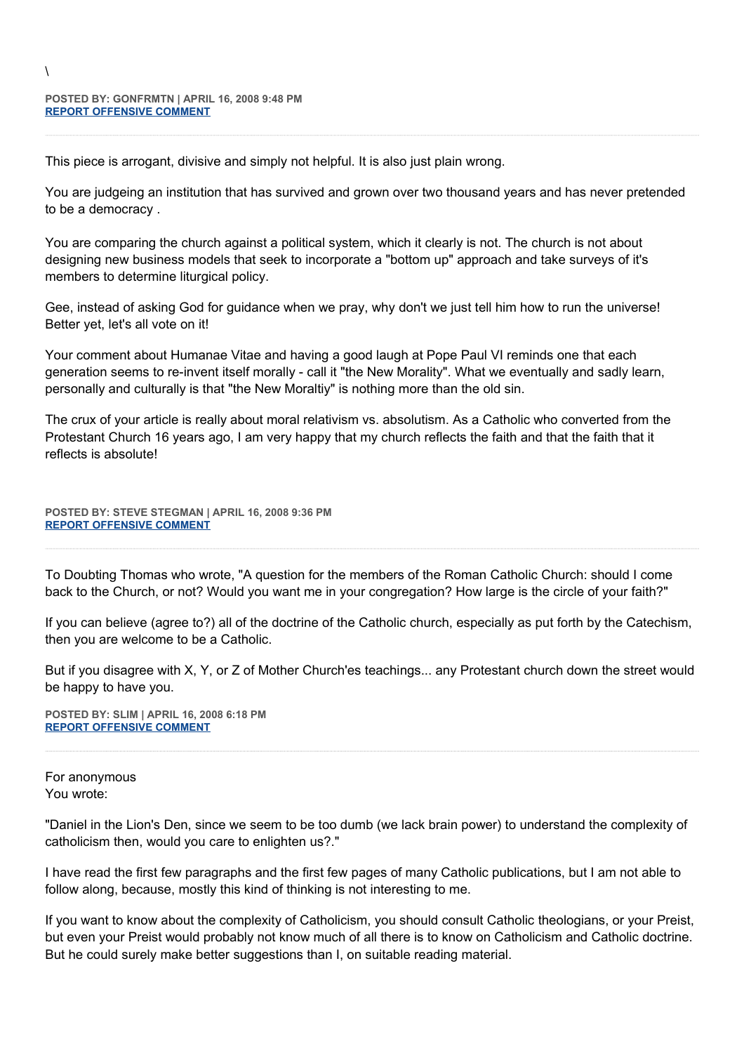\

**POSTED BY: GONFRMTN | APRIL 16, 2008 9:48 PM**
**REPORT OFFENSIVE COMMENT**

---

This piece is arrogant, divisive and simply not helpful. It is also just plain wrong.

You are judgeing an institution that has survived and grown over two thousand years and has never pretended to be a democracy .

You are comparing the church against a political system, which it clearly is not. The church is not about designing new business models that seek to incorporate a "bottom up" approach and take surveys of it's members to determine liturgical policy.

Gee, instead of asking God for guidance when we pray, why don't we just tell him how to run the universe! Better yet, let's all vote on it!

Your comment about Humanae Vitae and having a good laugh at Pope Paul VI reminds one that each generation seems to re-invent itself morally - call it "the New Morality". What we eventually and sadly learn, personally and culturally is that "the New Moraltiy" is nothing more than the old sin.

The crux of your article is really about moral relativism vs. absolutism. As a Catholic who converted from the Protestant Church 16 years ago, I am very happy that my church reflects the faith and that the faith that it reflects is absolute!

**POSTED BY: STEVE STEGMAN | APRIL 16, 2008 9:36 PM**
**REPORT OFFENSIVE COMMENT**

---

To Doubting Thomas who wrote, "A question for the members of the Roman Catholic Church: should I come back to the Church, or not? Would you want me in your congregation? How large is the circle of your faith?"

If you can believe (agree to?) all of the doctrine of the Catholic church, especially as put forth by the Catechism, then you are welcome to be a Catholic.

But if you disagree with X, Y, or Z of Mother Church'es teachings... any Protestant church down the street would be happy to have you.

**POSTED BY: SLIM | APRIL 16, 2008 6:18 PM**
**REPORT OFFENSIVE COMMENT**

---

For anonymous
You wrote:

"Daniel in the Lion's Den, since we seem to be too dumb (we lack brain power) to understand the complexity of catholicism then, would you care to enlighten us?."

I have read the first few paragraphs and the first few pages of many Catholic publications, but I am not able to follow along, because, mostly this kind of thinking is not interesting to me.

If you want to know about the complexity of Catholicism, you should consult Catholic theologians, or your Preist, but even your Preist would probably not know much of all there is to know on Catholicism and Catholic doctrine. But he could surely make better suggestions than I, on suitable reading material.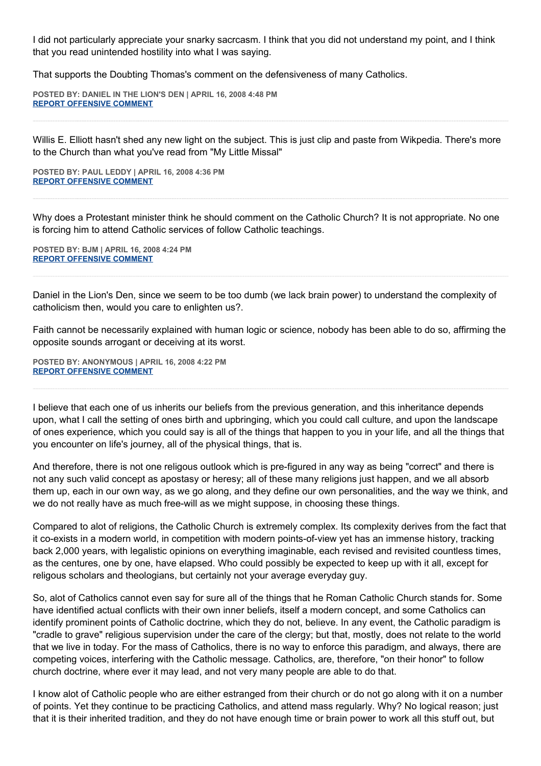I did not particularly appreciate your snarky sacrcasm. I think that you did not understand my point, and I think that you read unintended hostility into what I was saying.

That supports the Doubting Thomas's comment on the defensiveness of many Catholics.

**POSTED BY: DANIEL IN THE LION'S DEN | APRIL 16, 2008 4:48 PM**
**REPORT OFFENSIVE COMMENT**

---

Willis E. Elliott hasn't shed any new light on the subject. This is just clip and paste from Wikpedia. There's more to the Church than what you've read from "My Little Missal"

**POSTED BY: PAUL LEDDY | APRIL 16, 2008 4:36 PM**
**REPORT OFFENSIVE COMMENT**

---

Why does a Protestant minister think he should comment on the Catholic Church? It is not appropriate. No one is forcing him to attend Catholic services of follow Catholic teachings.

**POSTED BY: BJM | APRIL 16, 2008 4:24 PM**
**REPORT OFFENSIVE COMMENT**

---

Daniel in the Lion's Den, since we seem to be too dumb (we lack brain power) to understand the complexity of catholicism then, would you care to enlighten us?.

Faith cannot be necessarily explained with human logic or science, nobody has been able to do so, affirming the opposite sounds arrogant or deceiving at its worst.

**POSTED BY: ANONYMOUS | APRIL 16, 2008 4:22 PM**
**REPORT OFFENSIVE COMMENT**

---

I believe that each one of us inherits our beliefs from the previous generation, and this inheritance depends upon, what I call the setting of ones birth and upbringing, which you could call culture, and upon the landscape of ones experience, which you could say is all of the things that happen to you in your life, and all the things that you encounter on life's journey, all of the physical things, that is.

And therefore, there is not one religous outlook which is pre-figured in any way as being "correct" and there is not any such valid concept as apostasy or heresy; all of these many religions just happen, and we all absorb them up, each in our own way, as we go along, and they define our own personalities, and the way we think, and we do not really have as much free-will as we might suppose, in choosing these things.

Compared to alot of religions, the Catholic Church is extremely complex. Its complexity derives from the fact that it co-exists in a modern world, in competition with modern points-of-view yet has an immense history, tracking back 2,000 years, with legalistic opinions on everything imaginable, each revised and revisited countless times, as the centures, one by one, have elapsed. Who could possibly be expected to keep up with it all, except for religous scholars and theologians, but certainly not your average everyday guy.

So, alot of Catholics cannot even say for sure all of the things that he Roman Catholic Church stands for. Some have identified actual conflicts with their own inner beliefs, itself a modern concept, and some Catholics can identify prominent points of Catholic doctrine, which they do not, believe. In any event, the Catholic paradigm is "cradle to grave" religious supervision under the care of the clergy; but that, mostly, does not relate to the world that we live in today. For the mass of Catholics, there is no way to enforce this paradigm, and always, there are competing voices, interfering with the Catholic message. Catholics, are, therefore, "on their honor" to follow church doctrine, where ever it may lead, and not very many people are able to do that.

I know alot of Catholic people who are either estranged from their church or do not go along with it on a number of points. Yet they continue to be practicing Catholics, and attend mass regularly. Why? No logical reason; just that it is their inherited tradition, and they do not have enough time or brain power to work all this stuff out, but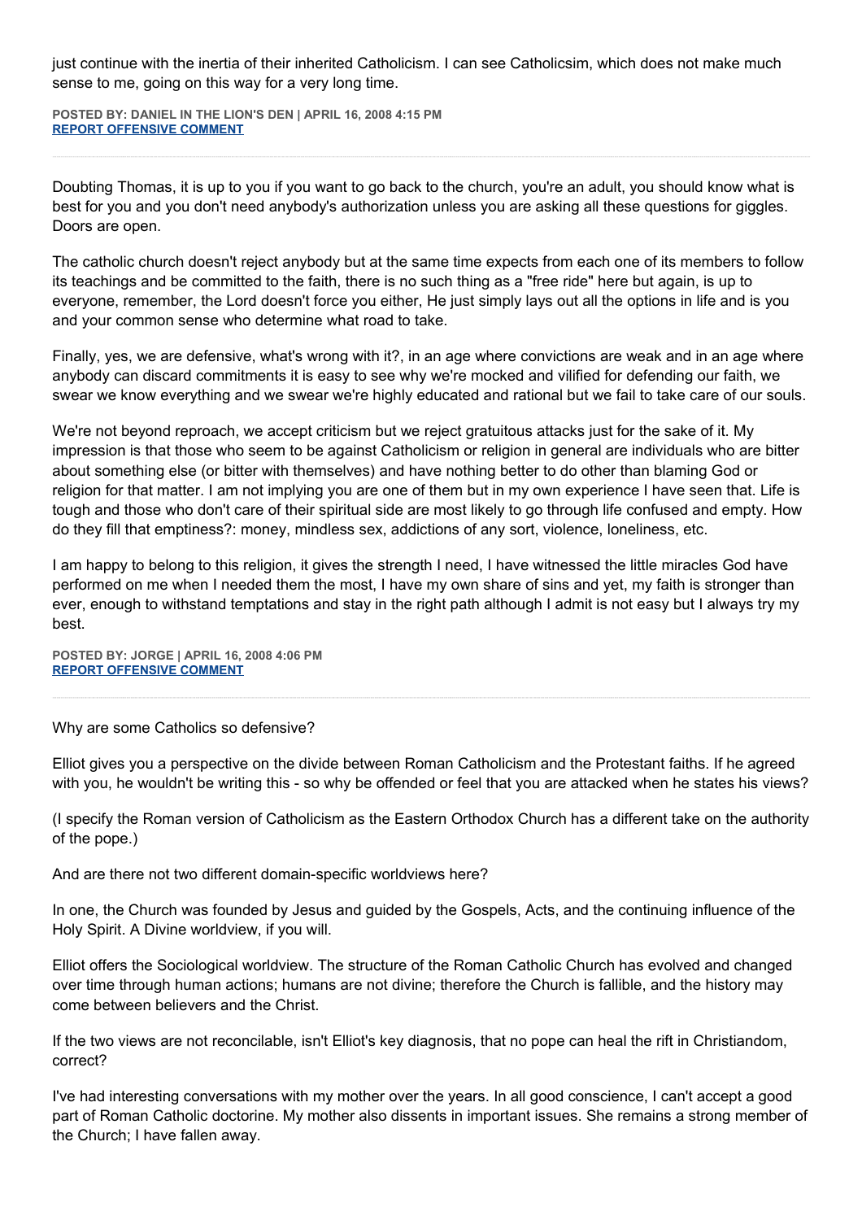just continue with the inertia of their inherited Catholicism. I can see Catholicsim, which does not make much sense to me, going on this way for a very long time.

**POSTED BY: DANIEL IN THE LION'S DEN | APRIL 16, 2008 4:15 PM**
**REPORT OFFENSIVE COMMENT**

---

Doubting Thomas, it is up to you if you want to go back to the church, you're an adult, you should know what is best for you and you don't need anybody's authorization unless you are asking all these questions for giggles. Doors are open.

The catholic church doesn't reject anybody but at the same time expects from each one of its members to follow its teachings and be committed to the faith, there is no such thing as a "free ride" here but again, is up to everyone, remember, the Lord doesn't force you either, He just simply lays out all the options in life and is you and your common sense who determine what road to take.

Finally, yes, we are defensive, what's wrong with it?, in an age where convictions are weak and in an age where anybody can discard commitments it is easy to see why we're mocked and vilified for defending our faith, we swear we know everything and we swear we're highly educated and rational but we fail to take care of our souls.

We're not beyond reproach, we accept criticism but we reject gratuitous attacks just for the sake of it. My impression is that those who seem to be against Catholicism or religion in general are individuals who are bitter about something else (or bitter with themselves) and have nothing better to do other than blaming God or religion for that matter. I am not implying you are one of them but in my own experience I have seen that. Life is tough and those who don't care of their spiritual side are most likely to go through life confused and empty. How do they fill that emptiness?: money, mindless sex, addictions of any sort, violence, loneliness, etc.

I am happy to belong to this religion, it gives the strength I need, I have witnessed the little miracles God have performed on me when I needed them the most, I have my own share of sins and yet, my faith is stronger than ever, enough to withstand temptations and stay in the right path although I admit is not easy but I always try my best.

**POSTED BY: JORGE | APRIL 16, 2008 4:06 PM**
**REPORT OFFENSIVE COMMENT**

---

Why are some Catholics so defensive?

Elliot gives you a perspective on the divide between Roman Catholicism and the Protestant faiths. If he agreed with you, he wouldn't be writing this - so why be offended or feel that you are attacked when he states his views?

(I specify the Roman version of Catholicism as the Eastern Orthodox Church has a different take on the authority of the pope.)

And are there not two different domain-specific worldviews here?

In one, the Church was founded by Jesus and guided by the Gospels, Acts, and the continuing influence of the Holy Spirit. A Divine worldview, if you will.

Elliot offers the Sociological worldview. The structure of the Roman Catholic Church has evolved and changed over time through human actions; humans are not divine; therefore the Church is fallible, and the history may come between believers and the Christ.

If the two views are not reconcilable, isn't Elliot's key diagnosis, that no pope can heal the rift in Christiandom, correct?

I've had interesting conversations with my mother over the years. In all good conscience, I can't accept a good part of Roman Catholic doctorine. My mother also dissents in important issues. She remains a strong member of the Church; I have fallen away.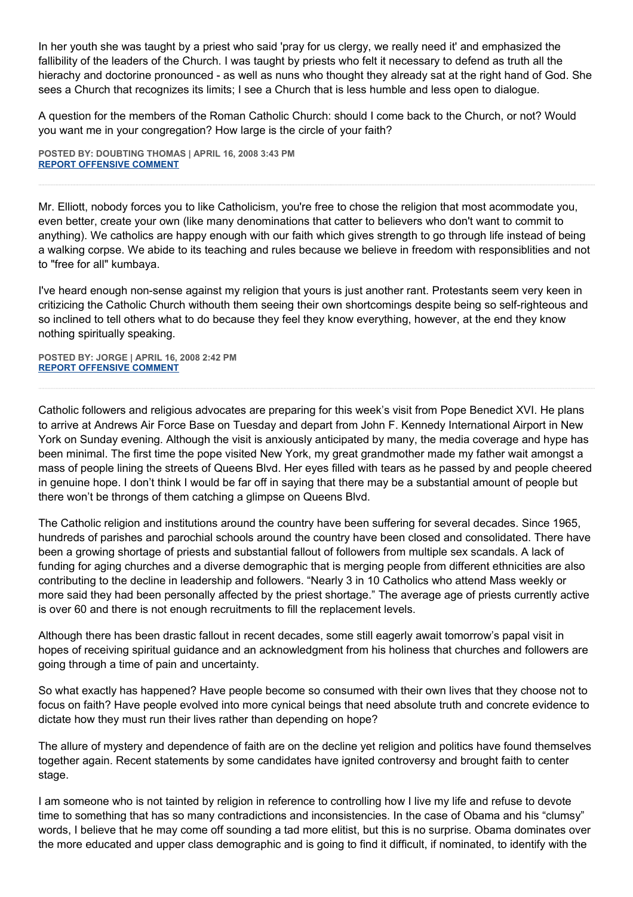In her youth she was taught by a priest who said 'pray for us clergy, we really need it' and emphasized the fallibility of the leaders of the Church. I was taught by priests who felt it necessary to defend as truth all the hierachy and doctorine pronounced - as well as nuns who thought they already sat at the right hand of God. She sees a Church that recognizes its limits; I see a Church that is less humble and less open to dialogue.

A question for the members of the Roman Catholic Church: should I come back to the Church, or not? Would you want me in your congregation? How large is the circle of your faith?

**POSTED BY: DOUBTING THOMAS | APRIL 16, 2008 3:43 PM**
**REPORT OFFENSIVE COMMENT**

---

Mr. Elliott, nobody forces you to like Catholicism, you're free to chose the religion that most acommodate you, even better, create your own (like many denominations that catter to believers who don't want to commit to anything). We catholics are happy enough with our faith which gives strength to go through life instead of being a walking corpse. We abide to its teaching and rules because we believe in freedom with responsiblities and not to "free for all" kumbaya.

I've heard enough non-sense against my religion that yours is just another rant. Protestants seem very keen in critizicing the Catholic Church withouth them seeing their own shortcomings despite being so self-righteous and so inclined to tell others what to do because they feel they know everything, however, at the end they know nothing spiritually speaking.

**POSTED BY: JORGE | APRIL 16, 2008 2:42 PM**
**REPORT OFFENSIVE COMMENT**

---

Catholic followers and religious advocates are preparing for this week's visit from Pope Benedict XVI. He plans to arrive at Andrews Air Force Base on Tuesday and depart from John F. Kennedy International Airport in New York on Sunday evening. Although the visit is anxiously anticipated by many, the media coverage and hype has been minimal. The first time the pope visited New York, my great grandmother made my father wait amongst a mass of people lining the streets of Queens Blvd. Her eyes filled with tears as he passed by and people cheered in genuine hope. I don't think I would be far off in saying that there may be a substantial amount of people but there won't be throngs of them catching a glimpse on Queens Blvd.

The Catholic religion and institutions around the country have been suffering for several decades. Since 1965, hundreds of parishes and parochial schools around the country have been closed and consolidated. There have been a growing shortage of priests and substantial fallout of followers from multiple sex scandals. A lack of funding for aging churches and a diverse demographic that is merging people from different ethnicities are also contributing to the decline in leadership and followers. "Nearly 3 in 10 Catholics who attend Mass weekly or more said they had been personally affected by the priest shortage." The average age of priests currently active is over 60 and there is not enough recruitments to fill the replacement levels.

Although there has been drastic fallout in recent decades, some still eagerly await tomorrow's papal visit in hopes of receiving spiritual guidance and an acknowledgment from his holiness that churches and followers are going through a time of pain and uncertainty.

So what exactly has happened? Have people become so consumed with their own lives that they choose not to focus on faith? Have people evolved into more cynical beings that need absolute truth and concrete evidence to dictate how they must run their lives rather than depending on hope?

The allure of mystery and dependence of faith are on the decline yet religion and politics have found themselves together again. Recent statements by some candidates have ignited controversy and brought faith to center stage.

I am someone who is not tainted by religion in reference to controlling how I live my life and refuse to devote time to something that has so many contradictions and inconsistencies. In the case of Obama and his "clumsy" words, I believe that he may come off sounding a tad more elitist, but this is no surprise. Obama dominates over the more educated and upper class demographic and is going to find it difficult, if nominated, to identify with the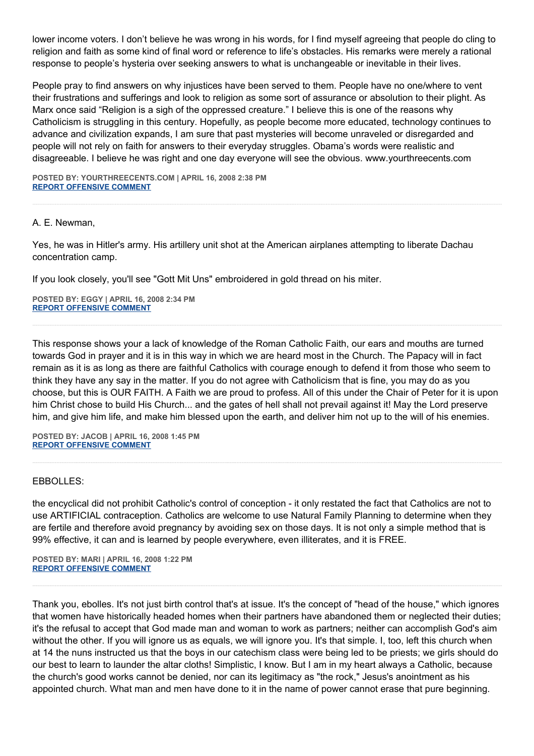lower income voters. I don't believe he was wrong in his words, for I find myself agreeing that people do cling to religion and faith as some kind of final word or reference to life's obstacles. His remarks were merely a rational response to people's hysteria over seeking answers to what is unchangeable or inevitable in their lives.

People pray to find answers on why injustices have been served to them. People have no one/where to vent their frustrations and sufferings and look to religion as some sort of assurance or absolution to their plight. As Marx once said "Religion is a sigh of the oppressed creature." I believe this is one of the reasons why Catholicism is struggling in this century. Hopefully, as people become more educated, technology continues to advance and civilization expands, I am sure that past mysteries will become unraveled or disregarded and people will not rely on faith for answers to their everyday struggles. Obama's words were realistic and disagreeable. I believe he was right and one day everyone will see the obvious. www.yourthreecents.com

**POSTED BY: YOURTHREECENTS.COM | APRIL 16, 2008 2:38 PM**
**REPORT OFFENSIVE COMMENT**

---

A. E. Newman,

Yes, he was in Hitler's army. His artillery unit shot at the American airplanes attempting to liberate Dachau concentration camp.

If you look closely, you'll see "Gott Mit Uns" embroidered in gold thread on his miter.

**POSTED BY: EGGY | APRIL 16, 2008 2:34 PM**
**REPORT OFFENSIVE COMMENT**

---

This response shows your a lack of knowledge of the Roman Catholic Faith, our ears and mouths are turned towards God in prayer and it is in this way in which we are heard most in the Church. The Papacy will in fact remain as it is as long as there are faithful Catholics with courage enough to defend it from those who seem to think they have any say in the matter. If you do not agree with Catholicism that is fine, you may do as you choose, but this is OUR FAITH. A Faith we are proud to profess. All of this under the Chair of Peter for it is upon him Christ chose to build His Church... and the gates of hell shall not prevail against it! May the Lord preserve him, and give him life, and make him blessed upon the earth, and deliver him not up to the will of his enemies.

**POSTED BY: JACOB | APRIL 16, 2008 1:45 PM**
**REPORT OFFENSIVE COMMENT**

---

EBBOLLES:

the encyclical did not prohibit Catholic's control of conception - it only restated the fact that Catholics are not to use ARTIFICIAL contraception. Catholics are welcome to use Natural Family Planning to determine when they are fertile and therefore avoid pregnancy by avoiding sex on those days. It is not only a simple method that is 99% effective, it can and is learned by people everywhere, even illiterates, and it is FREE.

**POSTED BY: MARI | APRIL 16, 2008 1:22 PM**
**REPORT OFFENSIVE COMMENT**

---

Thank you, ebolles. It's not just birth control that's at issue. It's the concept of "head of the house," which ignores that women have historically headed homes when their partners have abandoned them or neglected their duties; it's the refusal to accept that God made man and woman to work as partners; neither can accomplish God's aim without the other. If you will ignore us as equals, we will ignore you. It's that simple. I, too, left this church when at 14 the nuns instructed us that the boys in our catechism class were being led to be priests; we girls should do our best to learn to launder the altar cloths! Simplistic, I know. But I am in my heart always a Catholic, because the church's good works cannot be denied, nor can its legitimacy as "the rock," Jesus's anointment as his appointed church. What man and men have done to it in the name of power cannot erase that pure beginning.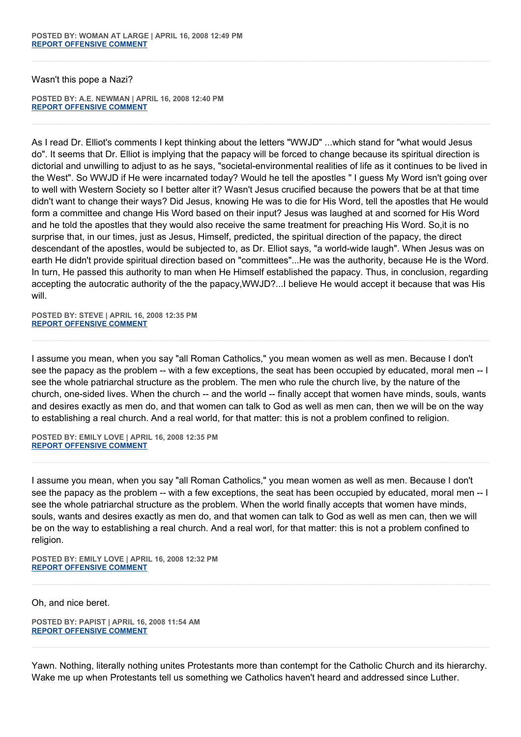**POSTED BY: WOMAN AT LARGE | APRIL 16, 2008 12:49 PM**
**[REPORT OFFENSIVE COMMENT]()**

---

Wasn't this pope a Nazi?

**POSTED BY: A.E. NEWMAN | APRIL 16, 2008 12:40 PM**
**[REPORT OFFENSIVE COMMENT]()**

---

As I read Dr. Elliot's comments I kept thinking about the letters "WWJD" ...which stand for "what would Jesus do". It seems that Dr. Elliot is implying that the papacy will be forced to change because its spiritual direction is dictorial and unwilling to adjust to as he says, "societal-environmental realities of life as it continues to be lived in the West". So WWJD if He were incarnated today? Would he tell the apostles " I guess My Word isn't going over to well with Western Society so I better alter it? Wasn't Jesus crucified because the powers that be at that time didn't want to change their ways? Did Jesus, knowing He was to die for His Word, tell the apostles that He would form a committee and change His Word based on their input? Jesus was laughed at and scorned for His Word and he told the apostles that they would also receive the same treatment for preaching His Word. So,it is no surprise that, in our times, just as Jesus, Himself, predicted, the spiritual direction of the papacy, the direct descendant of the apostles, would be subjected to, as Dr. Elliot says, "a world-wide laugh". When Jesus was on earth He didn't provide spiritual direction based on "committees"...He was the authority, because He is the Word. In turn, He passed this authority to man when He Himself established the papacy. Thus, in conclusion, regarding accepting the autocratic authority of the the papacy,WWJD?...I believe He would accept it because that was His will.

**POSTED BY: STEVE | APRIL 16, 2008 12:35 PM**
**[REPORT OFFENSIVE COMMENT]()**

---

I assume you mean, when you say "all Roman Catholics," you mean women as well as men. Because I don't see the papacy as the problem -- with a few exceptions, the seat has been occupied by educated, moral men -- I see the whole patriarchal structure as the problem. The men who rule the church live, by the nature of the church, one-sided lives. When the church -- and the world -- finally accept that women have minds, souls, wants and desires exactly as men do, and that women can talk to God as well as men can, then we will be on the way to establishing a real church. And a real world, for that matter: this is not a problem confined to religion.

**POSTED BY: EMILY LOVE | APRIL 16, 2008 12:35 PM**
**[REPORT OFFENSIVE COMMENT]()**

---

I assume you mean, when you say "all Roman Catholics," you mean women as well as men. Because I don't see the papacy as the problem -- with a few exceptions, the seat has been occupied by educated, moral men -- I see the whole patriarchal structure as the problem. When the world finally accepts that women have minds, souls, wants and desires exactly as men do, and that women can talk to God as well as men can, then we will be on the way to establishing a real church. And a real worl, for that matter: this is not a problem confined to religion.

**POSTED BY: EMILY LOVE | APRIL 16, 2008 12:32 PM**
**[REPORT OFFENSIVE COMMENT]()**

---

Oh, and nice beret.

**POSTED BY: PAPIST | APRIL 16, 2008 11:54 AM**
**[REPORT OFFENSIVE COMMENT]()**

---

Yawn. Nothing, literally nothing unites Protestants more than contempt for the Catholic Church and its hierarchy. Wake me up when Protestants tell us something we Catholics haven't heard and addressed since Luther.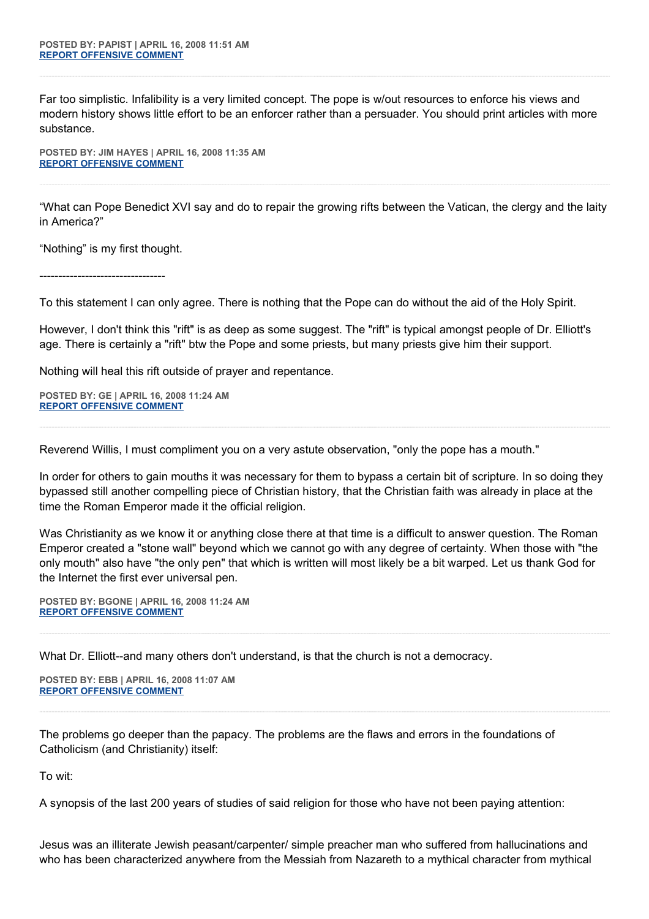**POSTED BY: PAPIST | APRIL 16, 2008 11:51 AM**
**REPORT OFFENSIVE COMMENT**

Far too simplistic. Infalibility is a very limited concept. The pope is w/out resources to enforce his views and modern history shows little effort to be an enforcer rather than a persuader. You should print articles with more substance.

**POSTED BY: JIM HAYES | APRIL 16, 2008 11:35 AM**
**REPORT OFFENSIVE COMMENT**

"What can Pope Benedict XVI say and do to repair the growing rifts between the Vatican, the clergy and the laity in America?"

"Nothing" is my first thought.

---------------------------------

To this statement I can only agree. There is nothing that the Pope can do without the aid of the Holy Spirit.

However, I don't think this "rift" is as deep as some suggest. The "rift" is typical amongst people of Dr. Elliott's age. There is certainly a "rift" btw the Pope and some priests, but many priests give him their support.

Nothing will heal this rift outside of prayer and repentance.

**POSTED BY: GE | APRIL 16, 2008 11:24 AM**
**REPORT OFFENSIVE COMMENT**

Reverend Willis, I must compliment you on a very astute observation, "only the pope has a mouth."

In order for others to gain mouths it was necessary for them to bypass a certain bit of scripture. In so doing they bypassed still another compelling piece of Christian history, that the Christian faith was already in place at the time the Roman Emperor made it the official religion.

Was Christianity as we know it or anything close there at that time is a difficult to answer question. The Roman Emperor created a "stone wall" beyond which we cannot go with any degree of certainty. When those with "the only mouth" also have "the only pen" that which is written will most likely be a bit warped. Let us thank God for the Internet the first ever universal pen.

**POSTED BY: BGONE | APRIL 16, 2008 11:24 AM**
**REPORT OFFENSIVE COMMENT**

What Dr. Elliott--and many others don't understand, is that the church is not a democracy.

**POSTED BY: EBB | APRIL 16, 2008 11:07 AM**
**REPORT OFFENSIVE COMMENT**

The problems go deeper than the papacy. The problems are the flaws and errors in the foundations of Catholicism (and Christianity) itself:

To wit:

A synopsis of the last 200 years of studies of said religion for those who have not been paying attention:

Jesus was an illiterate Jewish peasant/carpenter/ simple preacher man who suffered from hallucinations and who has been characterized anywhere from the Messiah from Nazareth to a mythical character from mythical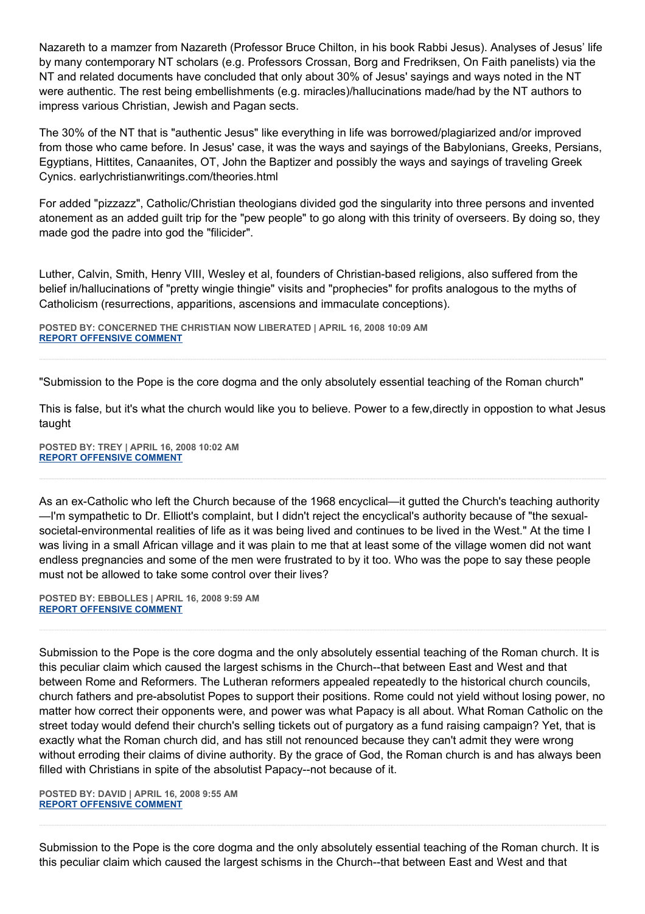Nazareth to a mamzer from Nazareth (Professor Bruce Chilton, in his book Rabbi Jesus). Analyses of Jesus' life by many contemporary NT scholars (e.g. Professors Crossan, Borg and Fredriksen, On Faith panelists) via the NT and related documents have concluded that only about 30% of Jesus' sayings and ways noted in the NT were authentic. The rest being embellishments (e.g. miracles)/hallucinations made/had by the NT authors to impress various Christian, Jewish and Pagan sects.

The 30% of the NT that is "authentic Jesus" like everything in life was borrowed/plagiarized and/or improved from those who came before. In Jesus' case, it was the ways and sayings of the Babylonians, Greeks, Persians, Egyptians, Hittites, Canaanites, OT, John the Baptizer and possibly the ways and sayings of traveling Greek Cynics. earlychristianwritings.com/theories.html

For added "pizzazz", Catholic/Christian theologians divided god the singularity into three persons and invented atonement as an added guilt trip for the "pew people" to go along with this trinity of overseers. By doing so, they made god the padre into god the "filicider".

Luther, Calvin, Smith, Henry VIII, Wesley et al, founders of Christian-based religions, also suffered from the belief in/hallucinations of "pretty wingie thingie" visits and "prophecies" for profits analogous to the myths of Catholicism (resurrections, apparitions, ascensions and immaculate conceptions).

**POSTED BY: CONCERNED THE CHRISTIAN NOW LIBERATED | APRIL 16, 2008 10:09 AM**
**REPORT OFFENSIVE COMMENT**

---

"Submission to the Pope is the core dogma and the only absolutely essential teaching of the Roman church"

This is false, but it's what the church would like you to believe. Power to a few,directly in oppostion to what Jesus taught

**POSTED BY: TREY | APRIL 16, 2008 10:02 AM**
**REPORT OFFENSIVE COMMENT**

---

As an ex-Catholic who left the Church because of the 1968 encyclical—it gutted the Church's teaching authority—I'm sympathetic to Dr. Elliott's complaint, but I didn't reject the encyclical's authority because of "the sexual-societal-environmental realities of life as it was being lived and continues to be lived in the West." At the time I was living in a small African village and it was plain to me that at least some of the village women did not want endless pregnancies and some of the men were frustrated to by it too. Who was the pope to say these people must not be allowed to take some control over their lives?

**POSTED BY: EBBOLLES | APRIL 16, 2008 9:59 AM**
**REPORT OFFENSIVE COMMENT**

---

Submission to the Pope is the core dogma and the only absolutely essential teaching of the Roman church. It is this peculiar claim which caused the largest schisms in the Church--that between East and West and that between Rome and Reformers. The Lutheran reformers appealed repeatedly to the historical church councils, church fathers and pre-absolutist Popes to support their positions. Rome could not yield without losing power, no matter how correct their opponents were, and power was what Papacy is all about. What Roman Catholic on the street today would defend their church's selling tickets out of purgatory as a fund raising campaign? Yet, that is exactly what the Roman church did, and has still not renounced because they can't admit they were wrong without erroding their claims of divine authority. By the grace of God, the Roman church is and has always been filled with Christians in spite of the absolutist Papacy--not because of it.

**POSTED BY: DAVID | APRIL 16, 2008 9:55 AM**
**REPORT OFFENSIVE COMMENT**

---

Submission to the Pope is the core dogma and the only absolutely essential teaching of the Roman church. It is this peculiar claim which caused the largest schisms in the Church--that between East and West and that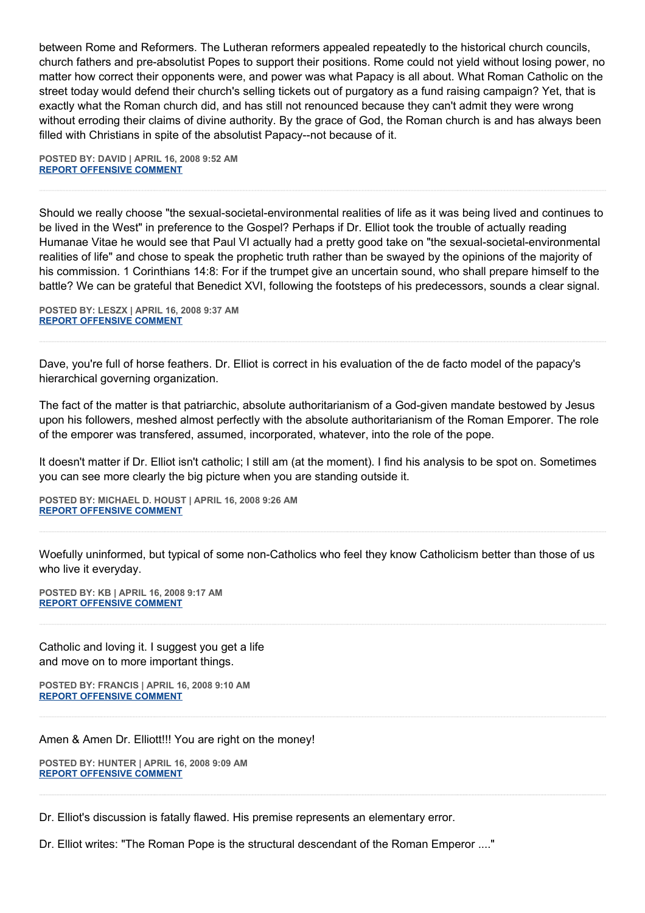between Rome and Reformers. The Lutheran reformers appealed repeatedly to the historical church councils, church fathers and pre-absolutist Popes to support their positions. Rome could not yield without losing power, no matter how correct their opponents were, and power was what Papacy is all about. What Roman Catholic on the street today would defend their church's selling tickets out of purgatory as a fund raising campaign? Yet, that is exactly what the Roman church did, and has still not renounced because they can't admit they were wrong without erroding their claims of divine authority. By the grace of God, the Roman church is and has always been filled with Christians in spite of the absolutist Papacy--not because of it.

**POSTED BY: DAVID | APRIL 16, 2008 9:52 AM**
**REPORT OFFENSIVE COMMENT**

---

Should we really choose "the sexual-societal-environmental realities of life as it was being lived and continues to be lived in the West" in preference to the Gospel? Perhaps if Dr. Elliot took the trouble of actually reading Humanae Vitae he would see that Paul VI actually had a pretty good take on "the sexual-societal-environmental realities of life" and chose to speak the prophetic truth rather than be swayed by the opinions of the majority of his commission. 1 Corinthians 14:8: For if the trumpet give an uncertain sound, who shall prepare himself to the battle? We can be grateful that Benedict XVI, following the footsteps of his predecessors, sounds a clear signal.

**POSTED BY: LESZX | APRIL 16, 2008 9:37 AM**
**REPORT OFFENSIVE COMMENT**

---

Dave, you're full of horse feathers. Dr. Elliot is correct in his evaluation of the de facto model of the papacy's hierarchical governing organization.

The fact of the matter is that patriarchic, absolute authoritarianism of a God-given mandate bestowed by Jesus upon his followers, meshed almost perfectly with the absolute authoritarianism of the Roman Emporer. The role of the emperor was transfered, assumed, incorporated, whatever, into the role of the pope.

It doesn't matter if Dr. Elliot isn't catholic; I still am (at the moment). I find his analysis to be spot on. Sometimes you can see more clearly the big picture when you are standing outside it.

**POSTED BY: MICHAEL D. HOUST | APRIL 16, 2008 9:26 AM**
**REPORT OFFENSIVE COMMENT**

---

Woefully uninformed, but typical of some non-Catholics who feel they know Catholicism better than those of us who live it everyday.

**POSTED BY: KB | APRIL 16, 2008 9:17 AM**
**REPORT OFFENSIVE COMMENT**

---

Catholic and loving it. I suggest you get a life
and move on to more important things.

**POSTED BY: FRANCIS | APRIL 16, 2008 9:10 AM**
**REPORT OFFENSIVE COMMENT**

---

Amen & Amen Dr. Elliott!!! You are right on the money!

**POSTED BY: HUNTER | APRIL 16, 2008 9:09 AM**
**REPORT OFFENSIVE COMMENT**

---

Dr. Elliot's discussion is fatally flawed. His premise represents an elementary error.

Dr. Elliot writes: "The Roman Pope is the structural descendant of the Roman Emperor ...."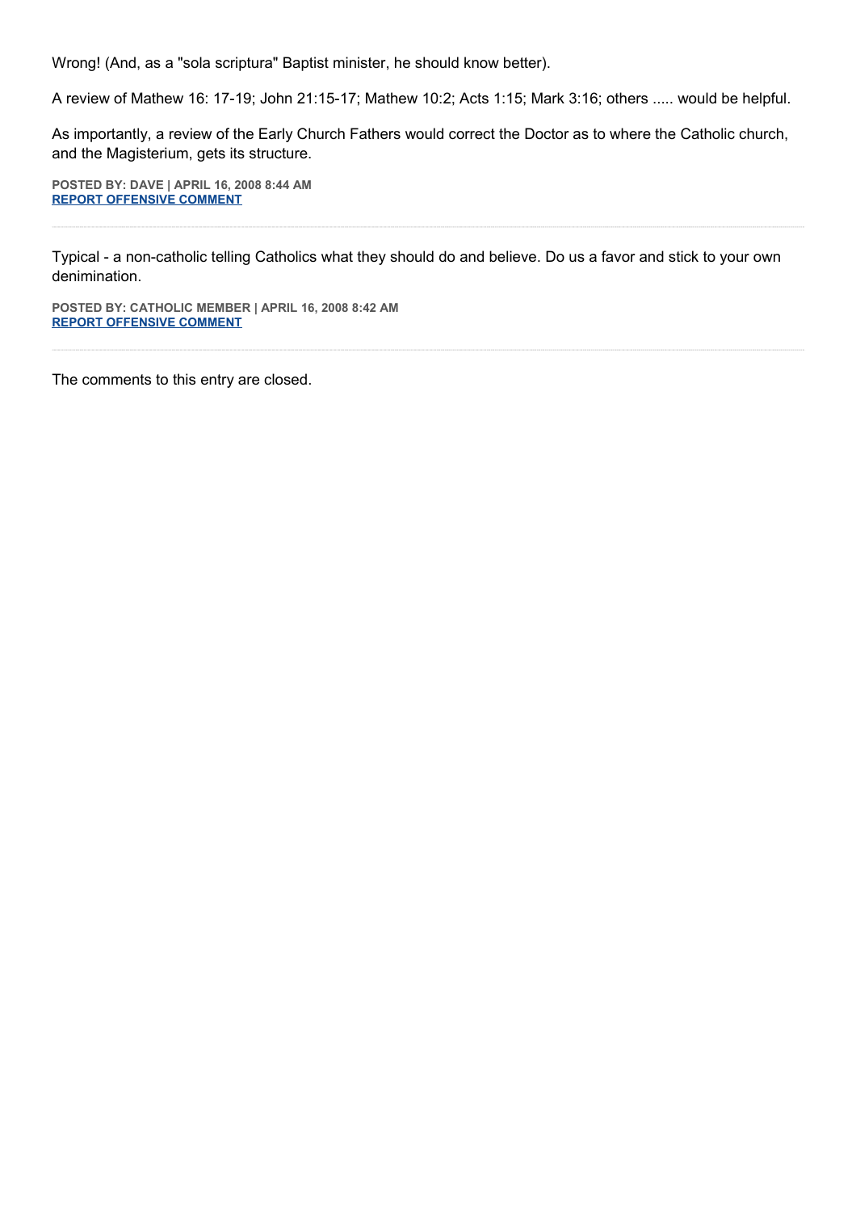Wrong! (And, as a "sola scriptura" Baptist minister, he should know better).

A review of Mathew 16: 17-19; John 21:15-17; Mathew 10:2; Acts 1:15; Mark 3:16; others ..... would be helpful.

As importantly, a review of the Early Church Fathers would correct the Doctor as to where the Catholic church, and the Magisterium, gets its structure.

**POSTED BY: DAVE | APRIL 16, 2008 8:44 AM**
**REPORT OFFENSIVE COMMENT**

---

Typical - a non-catholic telling Catholics what they should do and believe. Do us a favor and stick to your own denimination.

**POSTED BY: CATHOLIC MEMBER | APRIL 16, 2008 8:42 AM**
**REPORT OFFENSIVE COMMENT**

---

The comments to this entry are closed.